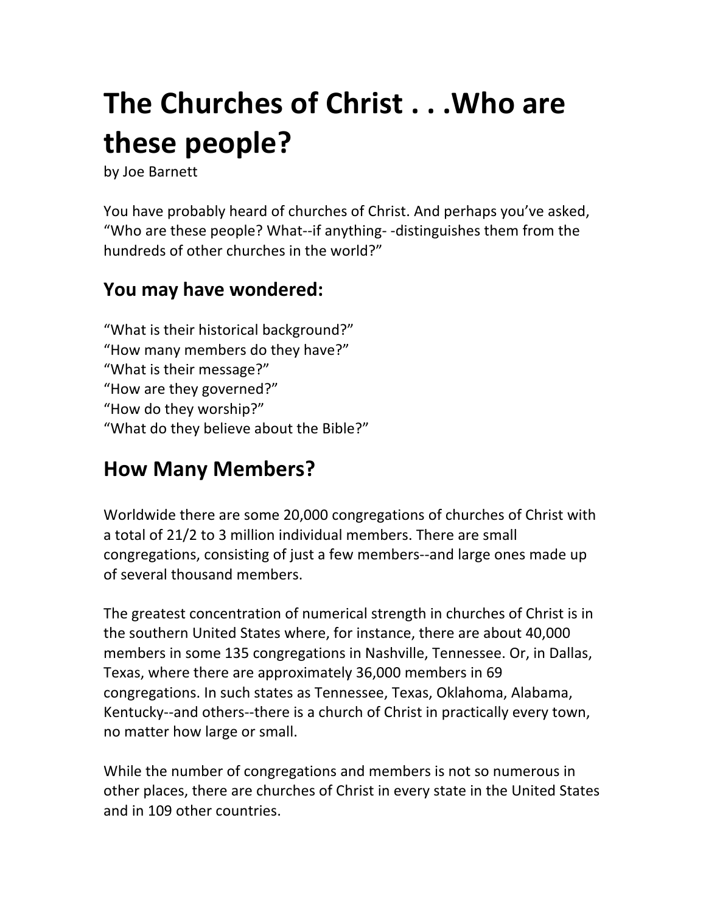# The Churches of Christ . . .Who are these people?

by Joe Barnett

You have probably heard of churches of Christ. And perhaps you've asked, "Who are these people? What--if anything- -distinguishes them from the hundreds of other churches in the world?"

### You may have wondered:

"What is their historical background?"
"How many members do they have?"
"What is their message?"
"How are they governed?"
"How do they worship?"
"What do they believe about the Bible?"

## How Many Members?

Worldwide there are some 20,000 congregations of churches of Christ with a total of 21/2 to 3 million individual members. There are small congregations, consisting of just a few members--and large ones made up of several thousand members.

The greatest concentration of numerical strength in churches of Christ is in the southern United States where, for instance, there are about 40,000 members in some 135 congregations in Nashville, Tennessee. Or, in Dallas, Texas, where there are approximately 36,000 members in 69 congregations. In such states as Tennessee, Texas, Oklahoma, Alabama, Kentucky--and others--there is a church of Christ in practically every town, no matter how large or small.

While the number of congregations and members is not so numerous in other places, there are churches of Christ in every state in the United States and in 109 other countries.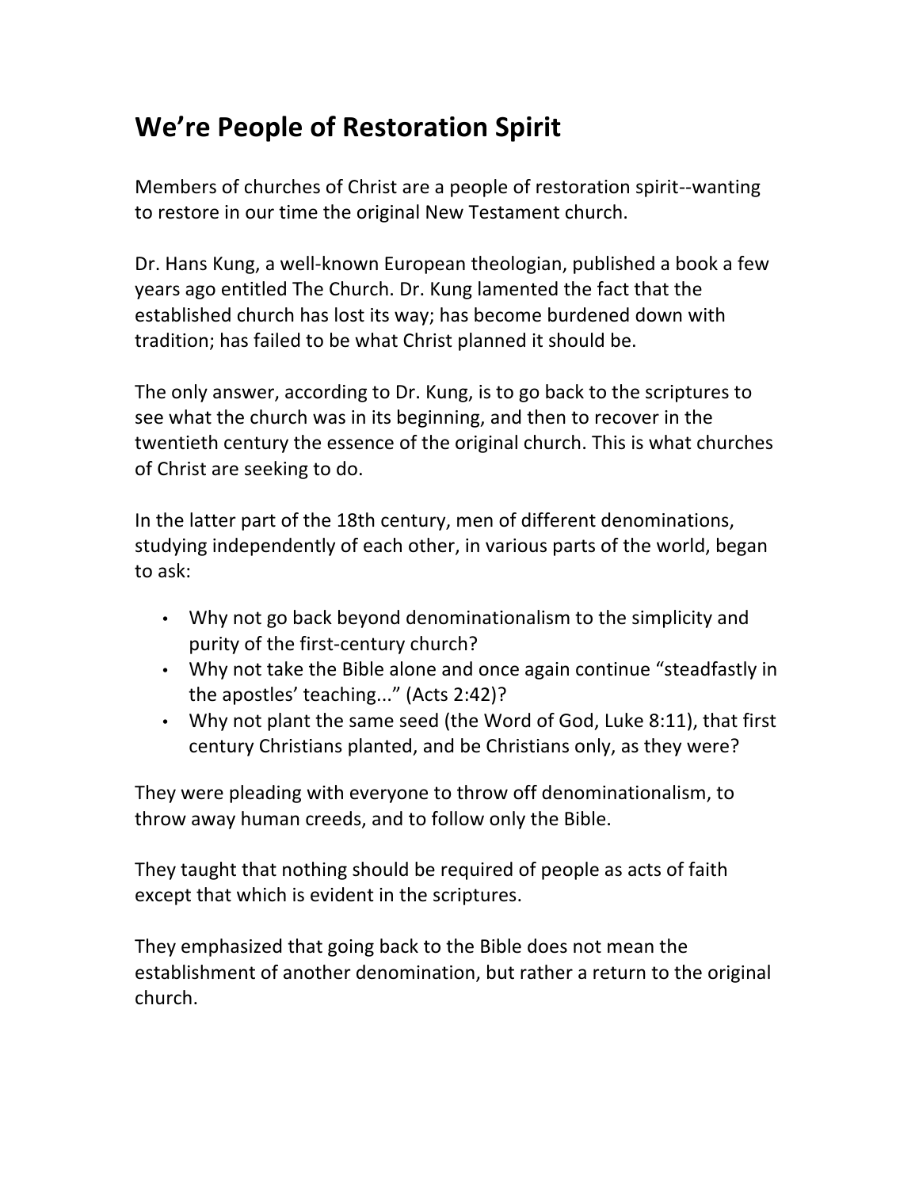## We're People of Restoration Spirit

Members of churches of Christ are a people of restoration spirit--wanting to restore in our time the original New Testament church.

Dr. Hans Kung, a well-known European theologian, published a book a few years ago entitled The Church. Dr. Kung lamented the fact that the established church has lost its way; has become burdened down with tradition; has failed to be what Christ planned it should be.

The only answer, according to Dr. Kung, is to go back to the scriptures to see what the church was in its beginning, and then to recover in the twentieth century the essence of the original church. This is what churches of Christ are seeking to do.

In the latter part of the 18th century, men of different denominations, studying independently of each other, in various parts of the world, began to ask:

- Why not go back beyond denominationalism to the simplicity and purity of the first-century church?
- Why not take the Bible alone and once again continue "steadfastly in the apostles' teaching..." (Acts 2:42)?
- Why not plant the same seed (the Word of God, Luke 8:11), that first century Christians planted, and be Christians only, as they were?

They were pleading with everyone to throw off denominationalism, to throw away human creeds, and to follow only the Bible.

They taught that nothing should be required of people as acts of faith except that which is evident in the scriptures.

They emphasized that going back to the Bible does not mean the establishment of another denomination, but rather a return to the original church.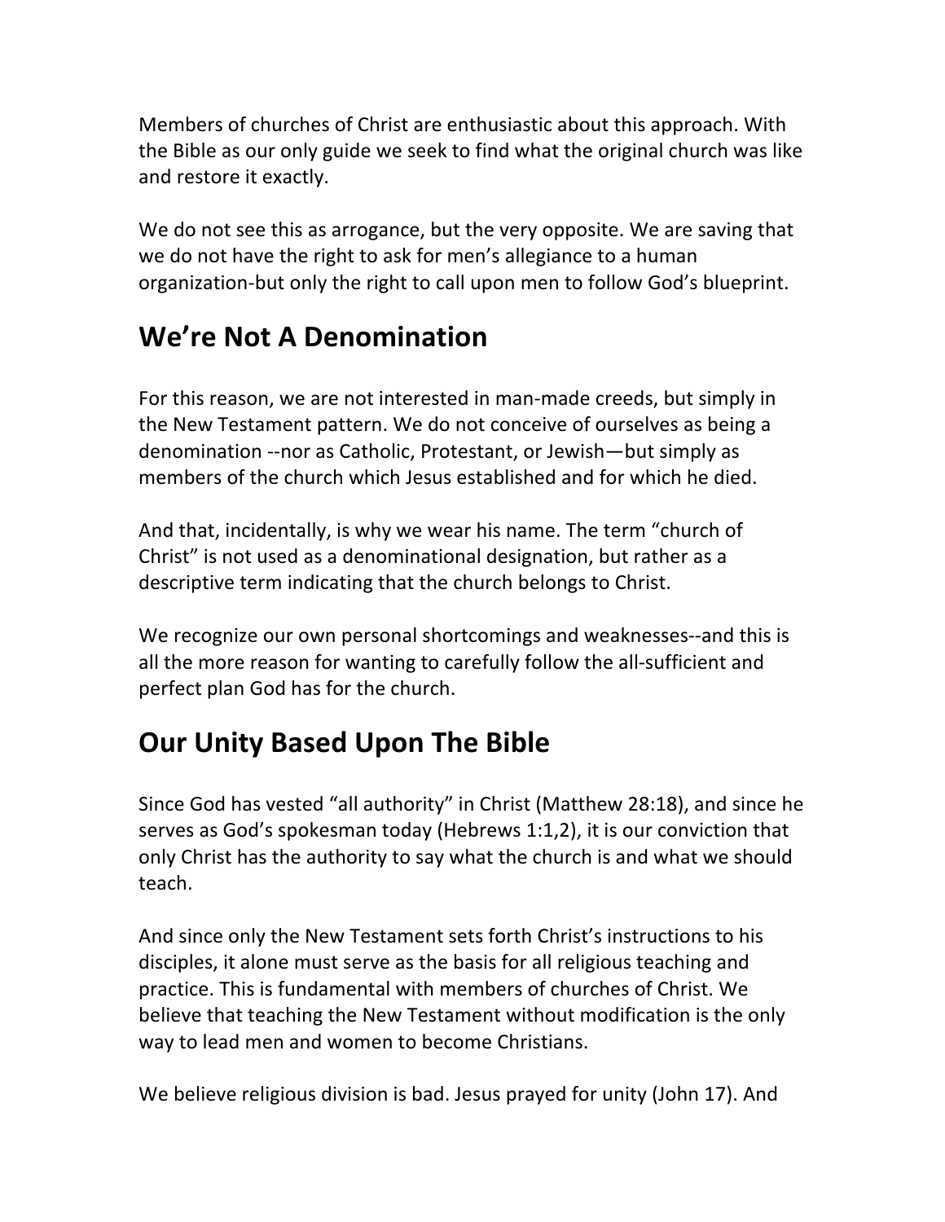Members of churches of Christ are enthusiastic about this approach. With the Bible as our only guide we seek to find what the original church was like and restore it exactly.

We do not see this as arrogance, but the very opposite. We are saving that we do not have the right to ask for men's allegiance to a human organization-but only the right to call upon men to follow God's blueprint.

## We're Not A Denomination

For this reason, we are not interested in man-made creeds, but simply in the New Testament pattern. We do not conceive of ourselves as being a denomination --nor as Catholic, Protestant, or Jewish—but simply as members of the church which Jesus established and for which he died.

And that, incidentally, is why we wear his name. The term "church of Christ" is not used as a denominational designation, but rather as a descriptive term indicating that the church belongs to Christ.

We recognize our own personal shortcomings and weaknesses--and this is all the more reason for wanting to carefully follow the all-sufficient and perfect plan God has for the church.

## Our Unity Based Upon The Bible

Since God has vested "all authority" in Christ (Matthew 28:18), and since he serves as God's spokesman today (Hebrews 1:1,2), it is our conviction that only Christ has the authority to say what the church is and what we should teach.

And since only the New Testament sets forth Christ's instructions to his disciples, it alone must serve as the basis for all religious teaching and practice. This is fundamental with members of churches of Christ. We believe that teaching the New Testament without modification is the only way to lead men and women to become Christians.

We believe religious division is bad. Jesus prayed for unity (John 17). And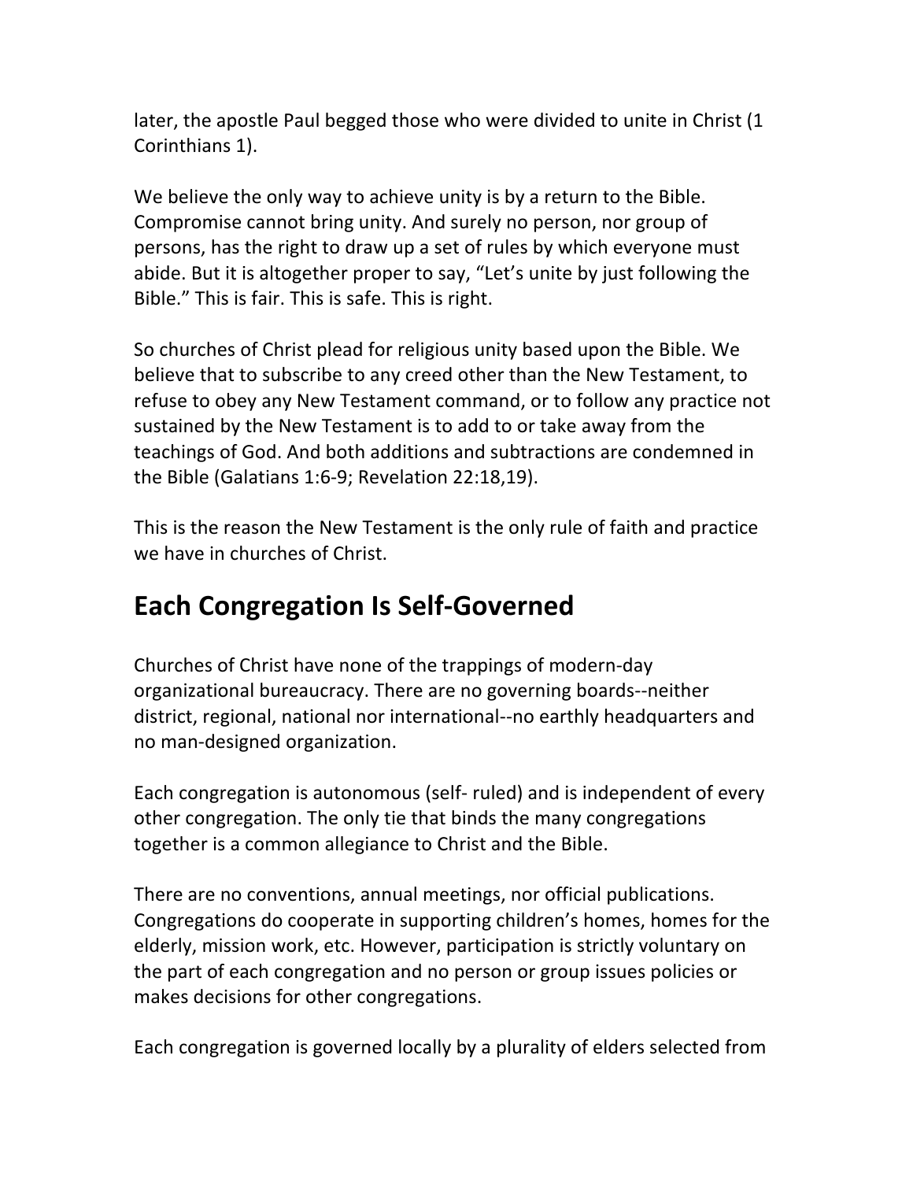later, the apostle Paul begged those who were divided to unite in Christ (1 Corinthians 1).

We believe the only way to achieve unity is by a return to the Bible. Compromise cannot bring unity. And surely no person, nor group of persons, has the right to draw up a set of rules by which everyone must abide. But it is altogether proper to say, “Let’s unite by just following the Bible.” This is fair. This is safe. This is right.

So churches of Christ plead for religious unity based upon the Bible. We believe that to subscribe to any creed other than the New Testament, to refuse to obey any New Testament command, or to follow any practice not sustained by the New Testament is to add to or take away from the teachings of God. And both additions and subtractions are condemned in the Bible (Galatians 1:6-9; Revelation 22:18,19).

This is the reason the New Testament is the only rule of faith and practice we have in churches of Christ.

## Each Congregation Is Self-Governed

Churches of Christ have none of the trappings of modern-day organizational bureaucracy. There are no governing boards--neither district, regional, national nor international--no earthly headquarters and no man-designed organization.

Each congregation is autonomous (self- ruled) and is independent of every other congregation. The only tie that binds the many congregations together is a common allegiance to Christ and the Bible.

There are no conventions, annual meetings, nor official publications. Congregations do cooperate in supporting children’s homes, homes for the elderly, mission work, etc. However, participation is strictly voluntary on the part of each congregation and no person or group issues policies or makes decisions for other congregations.

Each congregation is governed locally by a plurality of elders selected from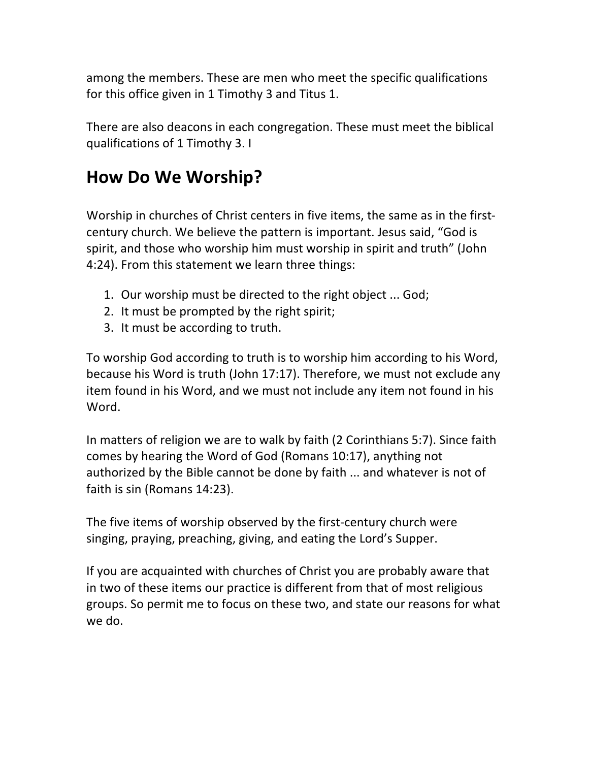among the members. These are men who meet the specific qualifications for this office given in 1 Timothy 3 and Titus 1.

There are also deacons in each congregation. These must meet the biblical qualifications of 1 Timothy 3. I

## How Do We Worship?

Worship in churches of Christ centers in five items, the same as in the first-century church. We believe the pattern is important. Jesus said, “God is spirit, and those who worship him must worship in spirit and truth” (John 4:24). From this statement we learn three things:

1. Our worship must be directed to the right object ... God;
2. It must be prompted by the right spirit;
3. It must be according to truth.

To worship God according to truth is to worship him according to his Word, because his Word is truth (John 17:17). Therefore, we must not exclude any item found in his Word, and we must not include any item not found in his Word.

In matters of religion we are to walk by faith (2 Corinthians 5:7). Since faith comes by hearing the Word of God (Romans 10:17), anything not authorized by the Bible cannot be done by faith ... and whatever is not of faith is sin (Romans 14:23).

The five items of worship observed by the first-century church were singing, praying, preaching, giving, and eating the Lord’s Supper.

If you are acquainted with churches of Christ you are probably aware that in two of these items our practice is different from that of most religious groups. So permit me to focus on these two, and state our reasons for what we do.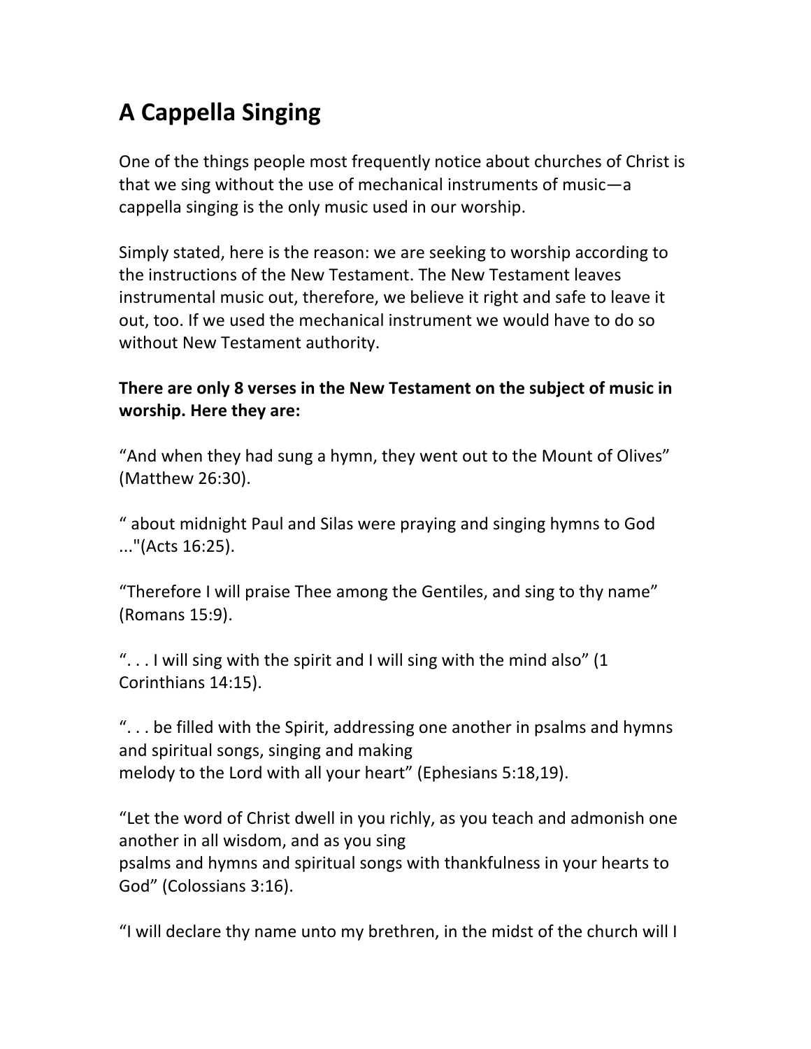# A Cappella Singing

One of the things people most frequently notice about churches of Christ is that we sing without the use of mechanical instruments of music—a cappella singing is the only music used in our worship.

Simply stated, here is the reason: we are seeking to worship according to the instructions of the New Testament. The New Testament leaves instrumental music out, therefore, we believe it right and safe to leave it out, too. If we used the mechanical instrument we would have to do so without New Testament authority.

**There are only 8 verses in the New Testament on the subject of music in worship. Here they are:**

“And when they had sung a hymn, they went out to the Mount of Olives” (Matthew 26:30).

“ about midnight Paul and Silas were praying and singing hymns to God ..."(Acts 16:25).

“Therefore I will praise Thee among the Gentiles, and sing to thy name” (Romans 15:9).

“. . . I will sing with the spirit and I will sing with the mind also” (1 Corinthians 14:15).

“. . . be filled with the Spirit, addressing one another in psalms and hymns and spiritual songs, singing and making melody to the Lord with all your heart” (Ephesians 5:18,19).

“Let the word of Christ dwell in you richly, as you teach and admonish one another in all wisdom, and as you sing psalms and hymns and spiritual songs with thankfulness in your hearts to God” (Colossians 3:16).

“I will declare thy name unto my brethren, in the midst of the church will I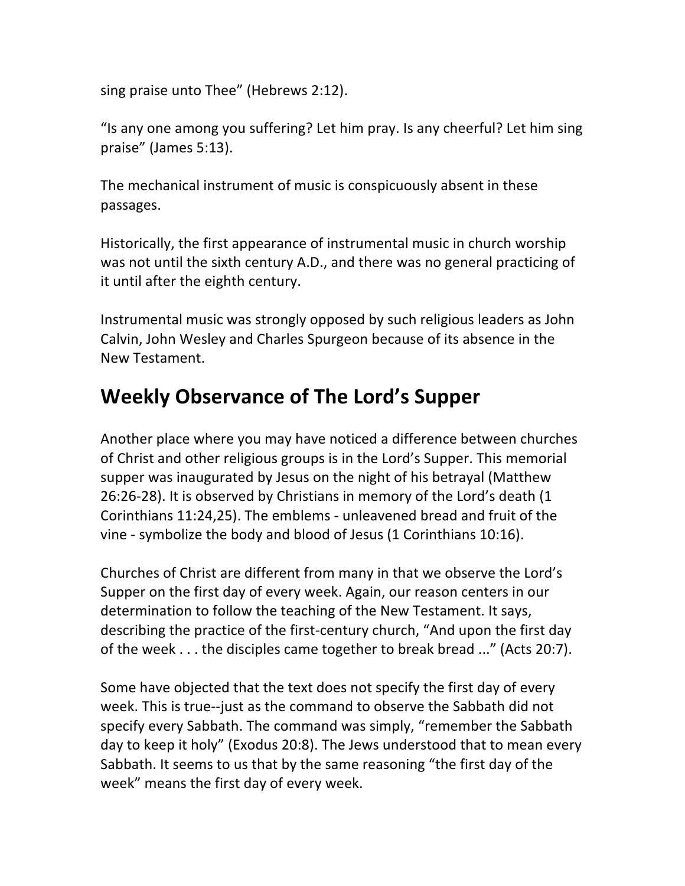sing praise unto Thee" (Hebrews 2:12).

"Is any one among you suffering? Let him pray. Is any cheerful? Let him sing praise" (James 5:13).

The mechanical instrument of music is conspicuously absent in these passages.

Historically, the first appearance of instrumental music in church worship was not until the sixth century A.D., and there was no general practicing of it until after the eighth century.

Instrumental music was strongly opposed by such religious leaders as John Calvin, John Wesley and Charles Spurgeon because of its absence in the New Testament.

## Weekly Observance of The Lord's Supper

Another place where you may have noticed a difference between churches of Christ and other religious groups is in the Lord's Supper. This memorial supper was inaugurated by Jesus on the night of his betrayal (Matthew 26:26-28). It is observed by Christians in memory of the Lord's death (1 Corinthians 11:24,25). The emblems - unleavened bread and fruit of the vine - symbolize the body and blood of Jesus (1 Corinthians 10:16).

Churches of Christ are different from many in that we observe the Lord's Supper on the first day of every week. Again, our reason centers in our determination to follow the teaching of the New Testament. It says, describing the practice of the first-century church, "And upon the first day of the week . . . the disciples came together to break bread ..." (Acts 20:7).

Some have objected that the text does not specify the first day of every week. This is true--just as the command to observe the Sabbath did not specify every Sabbath. The command was simply, "remember the Sabbath day to keep it holy" (Exodus 20:8). The Jews understood that to mean every Sabbath. It seems to us that by the same reasoning "the first day of the week" means the first day of every week.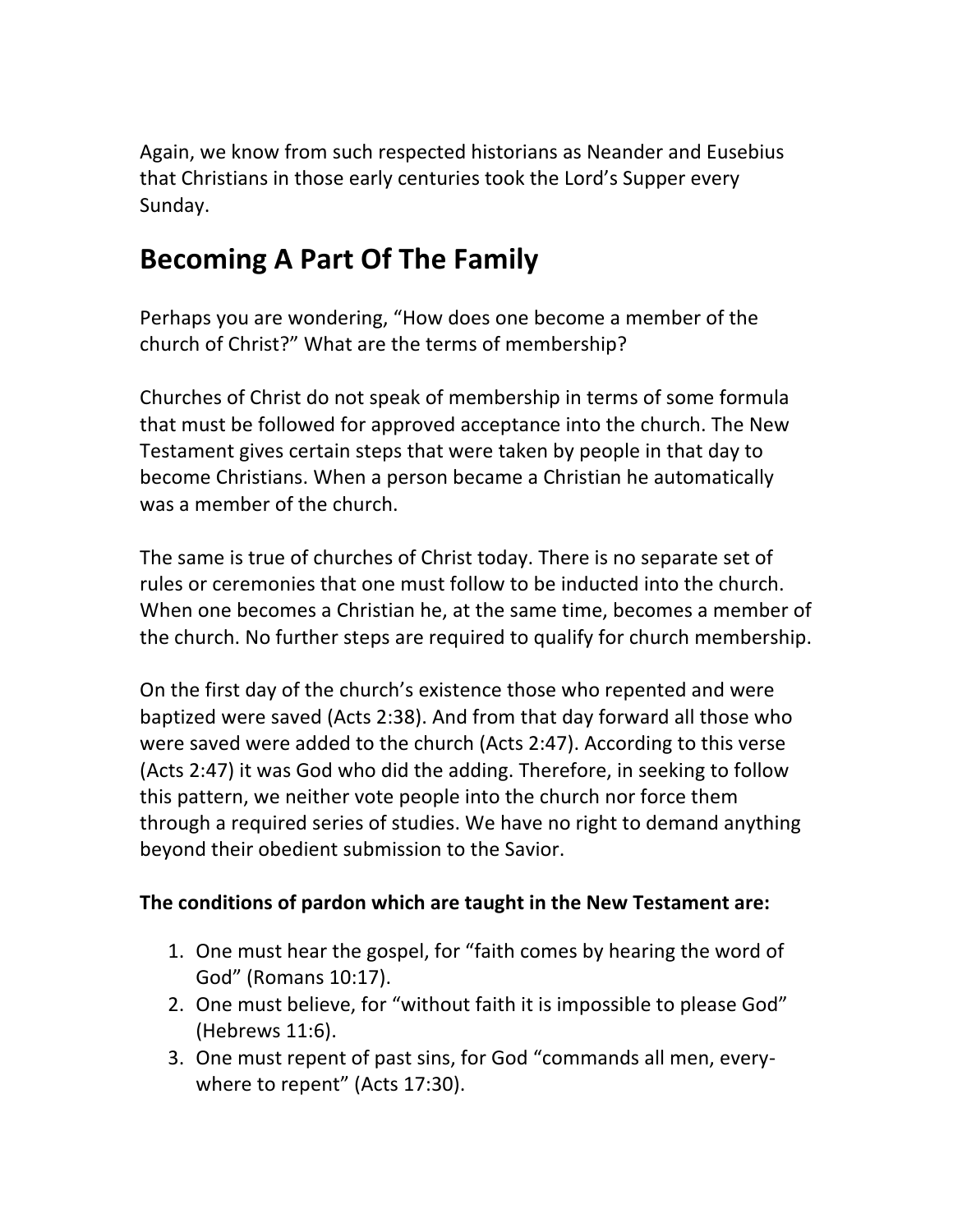Again, we know from such respected historians as Neander and Eusebius that Christians in those early centuries took the Lord's Supper every Sunday.

## Becoming A Part Of The Family

Perhaps you are wondering, "How does one become a member of the church of Christ?" What are the terms of membership?

Churches of Christ do not speak of membership in terms of some formula that must be followed for approved acceptance into the church. The New Testament gives certain steps that were taken by people in that day to become Christians. When a person became a Christian he automatically was a member of the church.

The same is true of churches of Christ today. There is no separate set of rules or ceremonies that one must follow to be inducted into the church. When one becomes a Christian he, at the same time, becomes a member of the church. No further steps are required to qualify for church membership.

On the first day of the church's existence those who repented and were baptized were saved (Acts 2:38). And from that day forward all those who were saved were added to the church (Acts 2:47). According to this verse (Acts 2:47) it was God who did the adding. Therefore, in seeking to follow this pattern, we neither vote people into the church nor force them through a required series of studies. We have no right to demand anything beyond their obedient submission to the Savior.

**The conditions of pardon which are taught in the New Testament are:**

1. One must hear the gospel, for "faith comes by hearing the word of God" (Romans 10:17).
2. One must believe, for "without faith it is impossible to please God" (Hebrews 11:6).
3. One must repent of past sins, for God "commands all men, every-where to repent" (Acts 17:30).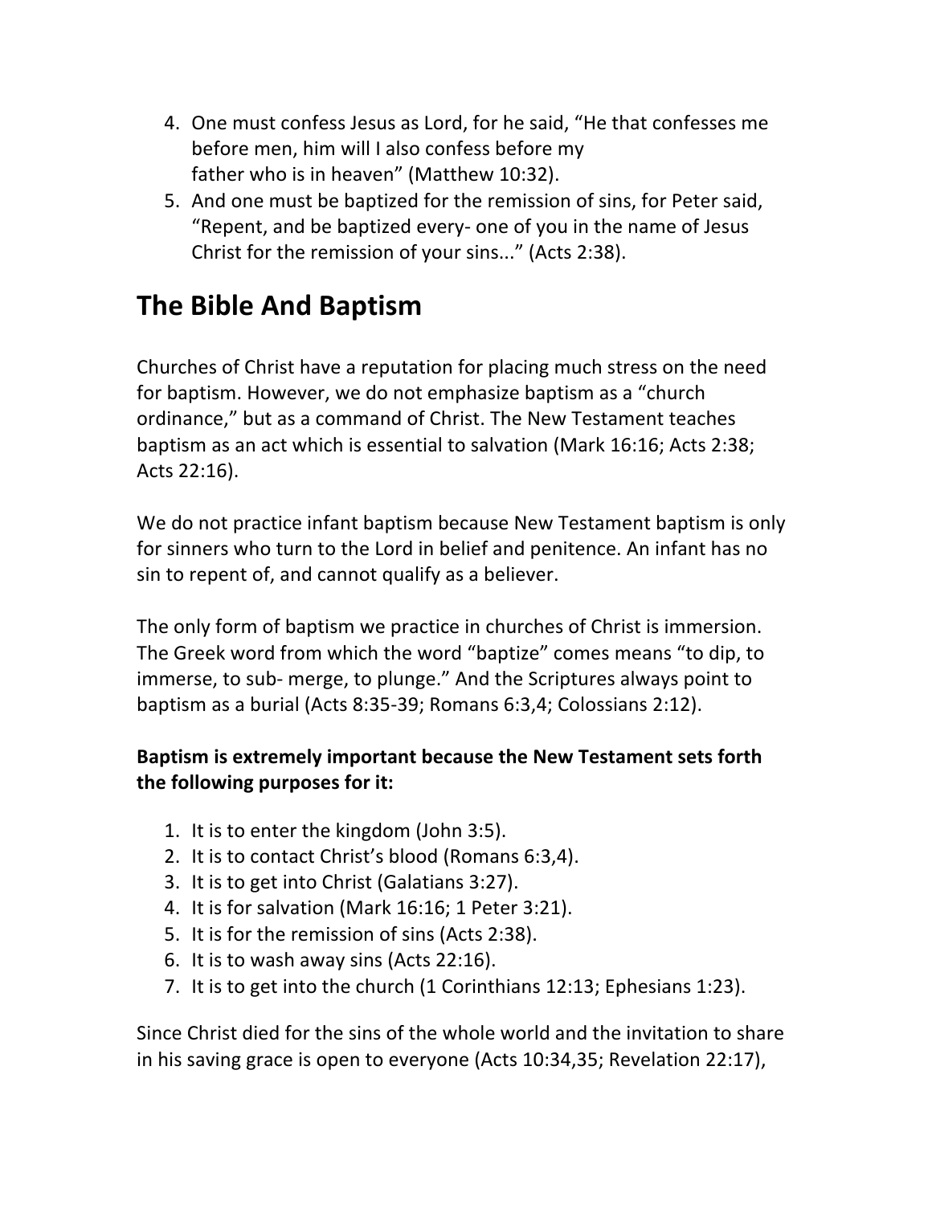4. One must confess Jesus as Lord, for he said, "He that confesses me before men, him will I also confess before my father who is in heaven" (Matthew 10:32).
5. And one must be baptized for the remission of sins, for Peter said, "Repent, and be baptized every- one of you in the name of Jesus Christ for the remission of your sins..." (Acts 2:38).

## The Bible And Baptism

Churches of Christ have a reputation for placing much stress on the need for baptism. However, we do not emphasize baptism as a "church ordinance," but as a command of Christ. The New Testament teaches baptism as an act which is essential to salvation (Mark 16:16; Acts 2:38; Acts 22:16).

We do not practice infant baptism because New Testament baptism is only for sinners who turn to the Lord in belief and penitence. An infant has no sin to repent of, and cannot qualify as a believer.

The only form of baptism we practice in churches of Christ is immersion. The Greek word from which the word "baptize" comes means "to dip, to immerse, to sub- merge, to plunge." And the Scriptures always point to baptism as a burial (Acts 8:35-39; Romans 6:3,4; Colossians 2:12).

**Baptism is extremely important because the New Testament sets forth the following purposes for it:**

1. It is to enter the kingdom (John 3:5).
2. It is to contact Christ's blood (Romans 6:3,4).
3. It is to get into Christ (Galatians 3:27).
4. It is for salvation (Mark 16:16; 1 Peter 3:21).
5. It is for the remission of sins (Acts 2:38).
6. It is to wash away sins (Acts 22:16).
7. It is to get into the church (1 Corinthians 12:13; Ephesians 1:23).

Since Christ died for the sins of the whole world and the invitation to share in his saving grace is open to everyone (Acts 10:34,35; Revelation 22:17),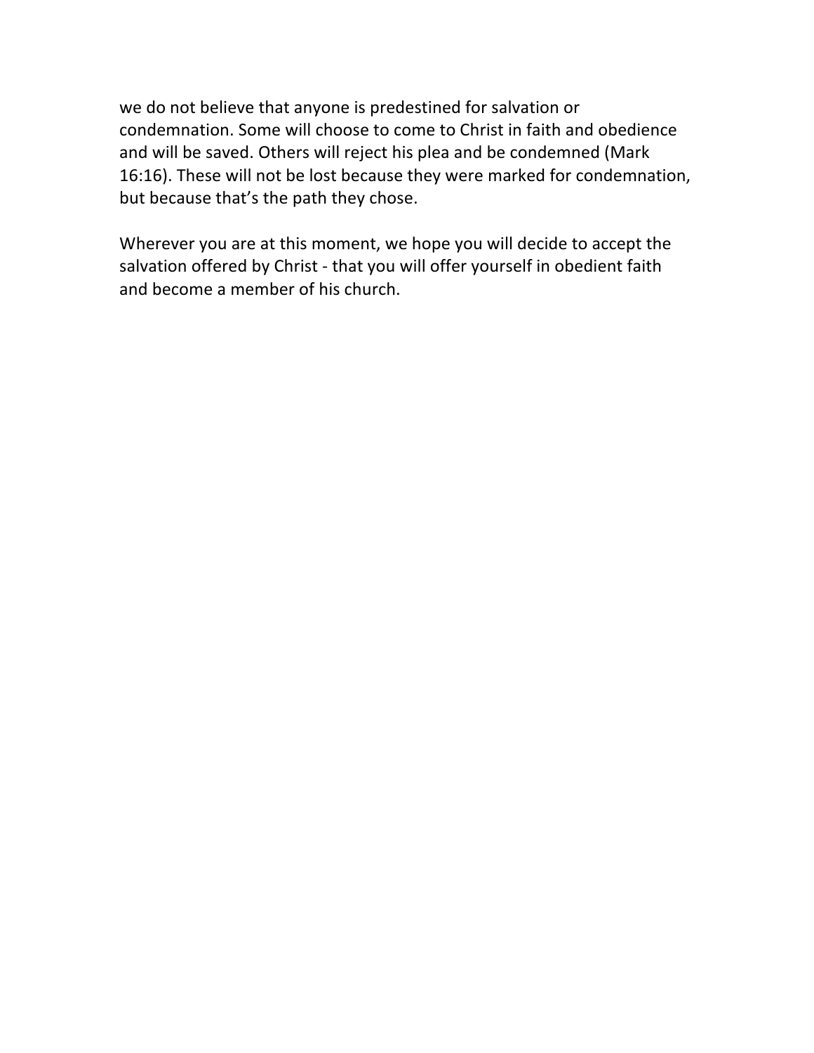we do not believe that anyone is predestined for salvation or condemnation. Some will choose to come to Christ in faith and obedience and will be saved. Others will reject his plea and be condemned (Mark 16:16). These will not be lost because they were marked for condemnation, but because that's the path they chose.

Wherever you are at this moment, we hope you will decide to accept the salvation offered by Christ - that you will offer yourself in obedient faith and become a member of his church.